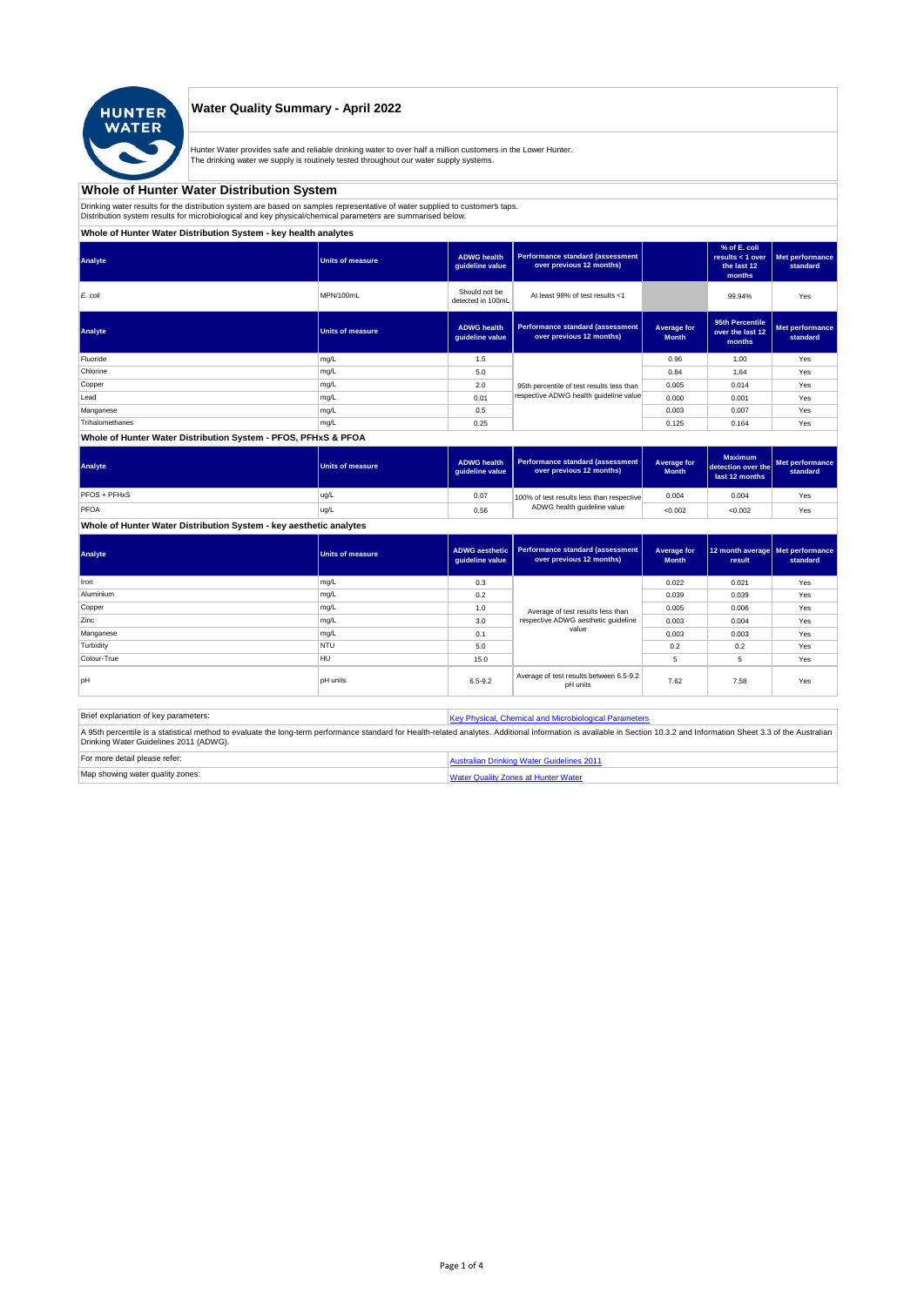# Water Quality Summary - April 2022

Hunter Water provides safe and reliable drinking water to over half a million customers in the Lower Hunter.
The drinking water we supply is routinely tested throughout our water supply systems.

## Whole of Hunter Water Distribution System

Drinking water results for the distribution system are based on samples representative of water supplied to customer's taps.
Distribution system results for microbiological and key physical/chemical parameters are summarised below.

### Whole of Hunter Water Distribution System - key health analytes

| Analyte | Units of measure | ADWG health guideline value | Performance standard (assessment over previous 12 months) | | % of E. coli results < 1 over the last 12 months | Met performance standard |
|---|---|---|---|---|---|---|
| *E. coli* | MPN/100mL | Should not be detected in 100mL | At least 98% of test results <1 | | 99.94% | Yes |

| Analyte | Units of measure | ADWG health guideline value | Performance standard (assessment over previous 12 months) | Average for Month | 95th Percentile over the last 12 months | Met performance standard |
|---|---|---|---|---|---|---|
| Fluoride | mg/L | 1.5 | 95th percentile of test results less than respective ADWG health guideline value | 0.96 | 1.00 | Yes |
| Chlorine | mg/L | 5.0 | | 0.84 | 1.64 | Yes |
| Copper | mg/L | 2.0 | | 0.005 | 0.014 | Yes |
| Lead | mg/L | 0.01 | | 0.000 | 0.001 | Yes |
| Manganese | mg/L | 0.5 | | 0.003 | 0.007 | Yes |
| Trihalomethanes | mg/L | 0.25 | | 0.125 | 0.164 | Yes |

### Whole of Hunter Water Distribution System - PFOS, PFHxS & PFOA

| Analyte | Units of measure | ADWG health guideline value | Performance standard (assessment over previous 12 months) | Average for Month | Maximum detection over the last 12 months | Met performance standard |
|---|---|---|---|---|---|---|
| PFOS + PFHxS | ug/L | 0.07 | 100% of test results less than respective ADWG health guideline value | 0.004 | 0.004 | Yes |
| PFOA | ug/L | 0.56 | | <0.002 | <0.002 | Yes |

### Whole of Hunter Water Distribution System - key aesthetic analytes

| Analyte | Units of measure | ADWG aesthetic guideline value | Performance standard (assessment over previous 12 months) | Average for Month | 12 month average result | Met performance standard |
|---|---|---|---|---|---|---|
| Iron | mg/L | 0.3 | Average of test results less than respective ADWG aesthetic guideline value | 0.022 | 0.021 | Yes |
| Aluminium | mg/L | 0.2 | | 0.039 | 0.039 | Yes |
| Copper | mg/L | 1.0 | | 0.005 | 0.006 | Yes |
| Zinc | mg/L | 3.0 | | 0.003 | 0.004 | Yes |
| Manganese | mg/L | 0.1 | | 0.003 | 0.003 | Yes |
| Turbidity | NTU | 5.0 | | 0.2 | 0.2 | Yes |
| Colour-True | HU | 15.0 | | 5 | 5 | Yes |
| pH | pH units | 6.5-9.2 | Average of test results between 6.5-9.2 pH units | 7.62 | 7.58 | Yes |

| | |
|---|---|
| Brief explanation of key parameters: | Key Physical, Chemical and Microbiological Parameters |
| A 95th percentile is a statistical method to evaluate the long-term performance standard for Health-related analytes. Additional information is available in Section 10.3.2 and Information Sheet 3.3 of the Australian Drinking Water Guidelines 2011 (ADWG). | |
| For more detail please refer: | Australian Drinking Water Guidelines 2011 |
| Map showing water quality zones: | Water Quality Zones at Hunter Water |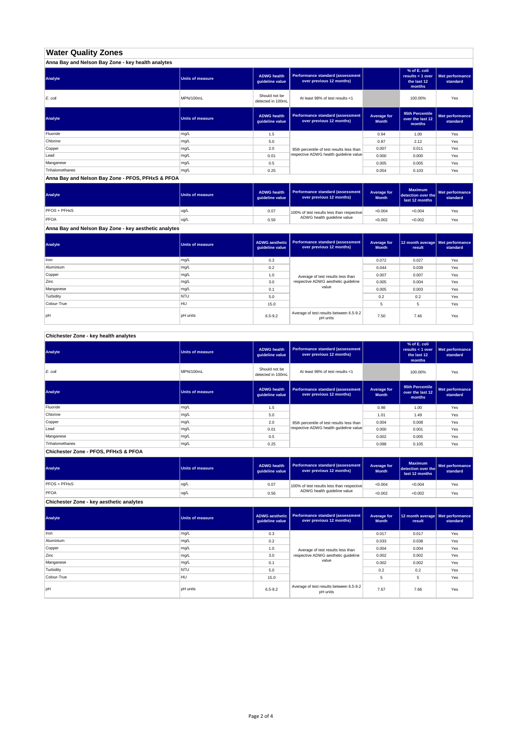# Water Quality Zones

## Anna Bay and Nelson Bay Zone - key health analytes

| Analyte | Units of measure | ADWG health guideline value | Performance standard (assessment over previous 12 months) | | % of E. coli results < 1 over the last 12 months | Met performance standard |
|---|---|---|---|---|---|---|
| *E. coli* | MPN/100mL | Should not be detected in 100mL | At least 98% of test results <1 | | 100.00% | Yes |

| Analyte | Units of measure | ADWG health guideline value | Performance standard (assessment over previous 12 months) | Average for Month | 95th Percentile over the last 12 months | Met performance standard |
|---|---|---|---|---|---|---|
| Fluoride | mg/L | 1.5 | 95th percentile of test results less than respective ADWG health guideline value | 0.94 | 1.00 | Yes |
| Chlorine | mg/L | 5.0 | | 0.87 | 2.12 | Yes |
| Copper | mg/L | 2.0 | | 0.007 | 0.011 | Yes |
| Lead | mg/L | 0.01 | | 0.000 | 0.000 | Yes |
| Manganese | mg/L | 0.5 | | 0.005 | 0.005 | Yes |
| Trihalomethanes | mg/L | 0.25 | | 0.054 | 0.103 | Yes |

## Anna Bay and Nelson Bay Zone - PFOS, PFHxS & PFOA

| Analyte | Units of measure | ADWG health guideline value | Performance standard (assessment over previous 12 months) | Average for Month | Maximum detection over the last 12 months | Met performance standard |
|---|---|---|---|---|---|---|
| PFOS + PFHxS | ug/L | 0.07 | 100% of test results less than respective ADWG health guideline value | <0.004 | <0.004 | Yes |
| PFOA | ug/L | 0.56 | | <0.002 | <0.002 | Yes |

## Anna Bay and Nelson Bay Zone - key aesthetic analytes

| Analyte | Units of measure | ADWG aesthetic guideline value | Performance standard (assessment over previous 12 months) | Average for Month | 12 month average result | Met performance standard |
|---|---|---|---|---|---|---|
| Iron | mg/L | 0.3 | Average of test results less than respective ADWG aesthetic guideline value | 0.072 | 0.027 | Yes |
| Aluminium | mg/L | 0.2 | | 0.044 | 0.039 | Yes |
| Copper | mg/L | 1.0 | | 0.007 | 0.007 | Yes |
| Zinc | mg/L | 3.0 | | 0.005 | 0.004 | Yes |
| Manganese | mg/L | 0.1 | | 0.005 | 0.003 | Yes |
| Turbidity | NTU | 5.0 | | 0.2 | 0.2 | Yes |
| Colour-True | HU | 15.0 | | 5 | 5 | Yes |
| pH | pH units | 6.5-9.2 | Average of test results between 6.5-9.2 pH units | 7.50 | 7.46 | Yes |

## Chichester Zone - key health analytes

| Analyte | Units of measure | ADWG health guideline value | Performance standard (assessment over previous 12 months) | | % of E. coli results < 1 over the last 12 months | Met performance standard |
|---|---|---|---|---|---|---|
| *E. coli* | MPN/100mL | Should not be detected in 100mL | At least 98% of test results <1 | | 100.00% | Yes |

| Analyte | Units of measure | ADWG health guideline value | Performance standard (assessment over previous 12 months) | Average for Month | 95th Percentile over the last 12 months | Met performance standard |
|---|---|---|---|---|---|---|
| Fluoride | mg/L | 1.5 | 95th percentile of test results less than respective ADWG health guideline value | 0.98 | 1.00 | Yes |
| Chlorine | mg/L | 5.0 | | 1.01 | 1.49 | Yes |
| Copper | mg/L | 2.0 | | 0.004 | 0.008 | Yes |
| Lead | mg/L | 0.01 | | 0.000 | 0.001 | Yes |
| Manganese | mg/L | 0.5 | | 0.002 | 0.005 | Yes |
| Trihalomethanes | mg/L | 0.25 | | 0.098 | 0.105 | Yes |

## Chichester Zone - PFOS, PFHxS & PFOA

| Analyte | Units of measure | ADWG health guideline value | Performance standard (assessment over previous 12 months) | Average for Month | Maximum detection over the last 12 months | Met performance standard |
|---|---|---|---|---|---|---|
| PFOS + PFHxS | ug/L | 0.07 | 100% of test results less than respective ADWG health guideline value | <0.004 | <0.004 | Yes |
| PFOA | ug/L | 0.56 | | <0.002 | <0.002 | Yes |

## Chichester Zone - key aesthetic analytes

| Analyte | Units of measure | ADWG aesthetic guideline value | Performance standard (assessment over previous 12 months) | Average for Month | 12 month average result | Met performance standard |
|---|---|---|---|---|---|---|
| Iron | mg/L | 0.3 | Average of test results less than respective ADWG aesthetic guideline value | 0.017 | 0.017 | Yes |
| Aluminium | mg/L | 0.2 | | 0.033 | 0.038 | Yes |
| Copper | mg/L | 1.0 | | 0.004 | 0.004 | Yes |
| Zinc | mg/L | 3.0 | | 0.002 | 0.002 | Yes |
| Manganese | mg/L | 0.1 | | 0.002 | 0.002 | Yes |
| Turbidity | NTU | 5.0 | | 0.2 | 0.2 | Yes |
| Colour-True | HU | 15.0 | | 5 | 5 | Yes |
| pH | pH units | 6.5-9.2 | Average of test results between 6.5-9.2 pH units | 7.67 | 7.66 | Yes |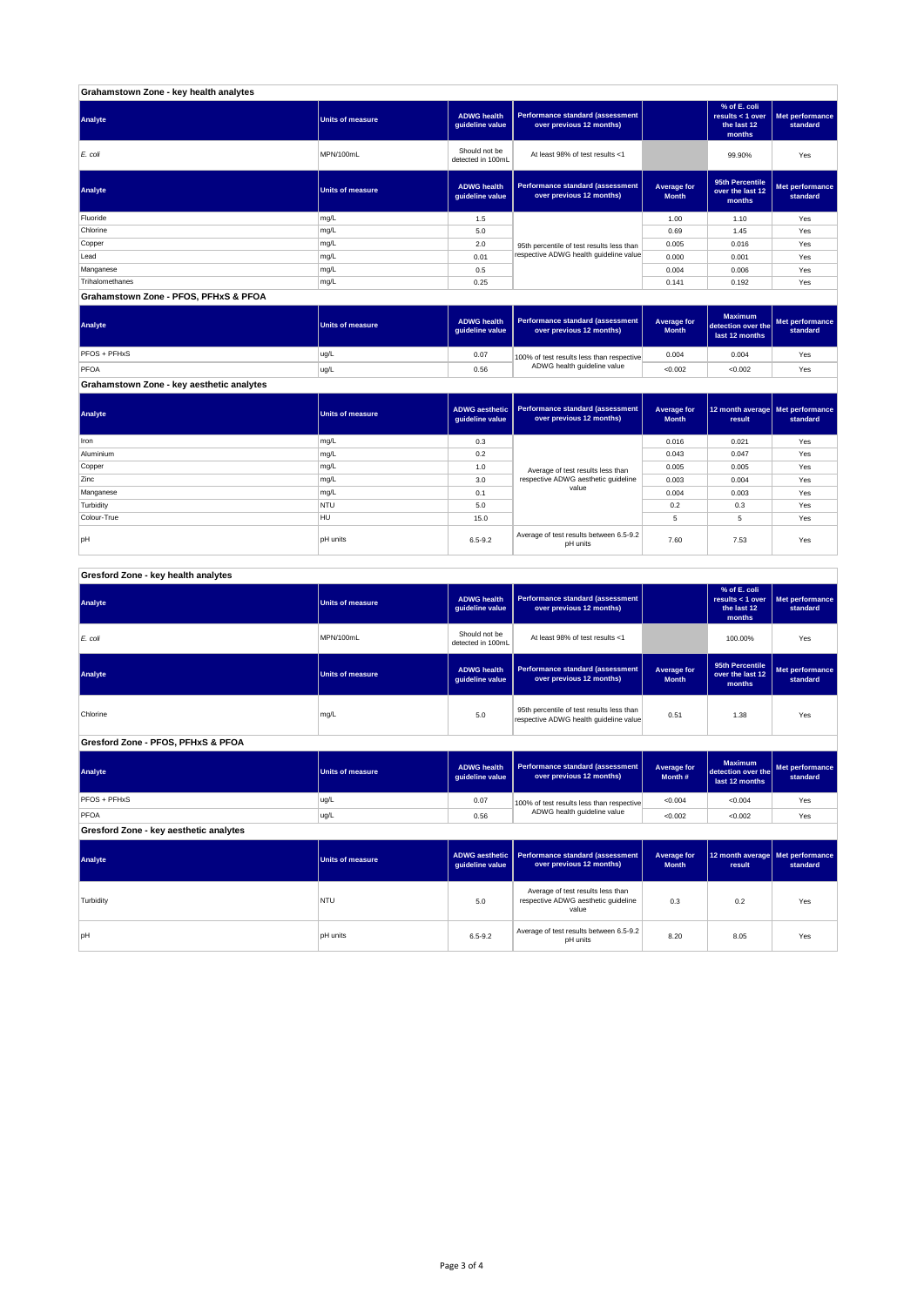## Grahamstown Zone - key health analytes

| Analyte | Units of measure | ADWG health guideline value | Performance standard (assessment over previous 12 months) | | % of E. coli results < 1 over the last 12 months | Met performance standard |
|---|---|---|---|---|---|---|
| *E. coli* | MPN/100mL | Should not be detected in 100mL | At least 98% of test results <1 | | 99.90% | Yes |

| Analyte | Units of measure | ADWG health guideline value | Performance standard (assessment over previous 12 months) | Average for Month | 95th Percentile over the last 12 months | Met performance standard |
|---|---|---|---|---|---|---|
| Fluoride | mg/L | 1.5 | 95th percentile of test results less than respective ADWG health guideline value | 1.00 | 1.10 | Yes |
| Chlorine | mg/L | 5.0 | | 0.69 | 1.45 | Yes |
| Copper | mg/L | 2.0 | | 0.005 | 0.016 | Yes |
| Lead | mg/L | 0.01 | | 0.000 | 0.001 | Yes |
| Manganese | mg/L | 0.5 | | 0.004 | 0.006 | Yes |
| Trihalomethanes | mg/L | 0.25 | | 0.141 | 0.192 | Yes |

## Grahamstown Zone - PFOS, PFHxS & PFOA

| Analyte | Units of measure | ADWG health guideline value | Performance standard (assessment over previous 12 months) | Average for Month | Maximum detection over the last 12 months | Met performance standard |
|---|---|---|---|---|---|---|
| PFOS + PFHxS | ug/L | 0.07 | 100% of test results less than respective ADWG health guideline value | 0.004 | 0.004 | Yes |
| PFOA | ug/L | 0.56 | | <0.002 | <0.002 | Yes |

## Grahamstown Zone - key aesthetic analytes

| Analyte | Units of measure | ADWG aesthetic guideline value | Performance standard (assessment over previous 12 months) | Average for Month | 12 month average result | Met performance standard |
|---|---|---|---|---|---|---|
| Iron | mg/L | 0.3 | Average of test results less than respective ADWG aesthetic guideline value | 0.016 | 0.021 | Yes |
| Aluminium | mg/L | 0.2 | | 0.043 | 0.047 | Yes |
| Copper | mg/L | 1.0 | | 0.005 | 0.005 | Yes |
| Zinc | mg/L | 3.0 | | 0.003 | 0.004 | Yes |
| Manganese | mg/L | 0.1 | | 0.004 | 0.003 | Yes |
| Turbidity | NTU | 5.0 | | 0.2 | 0.3 | Yes |
| Colour-True | HU | 15.0 | | 5 | 5 | Yes |
| pH | pH units | 6.5-9.2 | Average of test results between 6.5-9.2 pH units | 7.60 | 7.53 | Yes |

## Gresford Zone - key health analytes

| Analyte | Units of measure | ADWG health guideline value | Performance standard (assessment over previous 12 months) | | % of E. coli results < 1 over the last 12 months | Met performance standard |
|---|---|---|---|---|---|---|
| *E. coli* | MPN/100mL | Should not be detected in 100mL | At least 98% of test results <1 | | 100.00% | Yes |

| Analyte | Units of measure | ADWG health guideline value | Performance standard (assessment over previous 12 months) | Average for Month | 95th Percentile over the last 12 months | Met performance standard |
|---|---|---|---|---|---|---|
| Chlorine | mg/L | 5.0 | 95th percentile of test results less than respective ADWG health guideline value | 0.51 | 1.38 | Yes |

## Gresford Zone - PFOS, PFHxS & PFOA

| Analyte | Units of measure | ADWG health guideline value | Performance standard (assessment over previous 12 months) | Average for Month # | Maximum detection over the last 12 months | Met performance standard |
|---|---|---|---|---|---|---|
| PFOS + PFHxS | ug/L | 0.07 | 100% of test results less than respective ADWG health guideline value | <0.004 | <0.004 | Yes |
| PFOA | ug/L | 0.56 | | <0.002 | <0.002 | Yes |

## Gresford Zone - key aesthetic analytes

| Analyte | Units of measure | ADWG aesthetic guideline value | Performance standard (assessment over previous 12 months) | Average for Month | 12 month average result | Met performance standard |
|---|---|---|---|---|---|---|
| Turbidity | NTU | 5.0 | Average of test results less than respective ADWG aesthetic guideline value | 0.3 | 0.2 | Yes |
| pH | pH units | 6.5-9.2 | Average of test results between 6.5-9.2 pH units | 8.20 | 8.05 | Yes |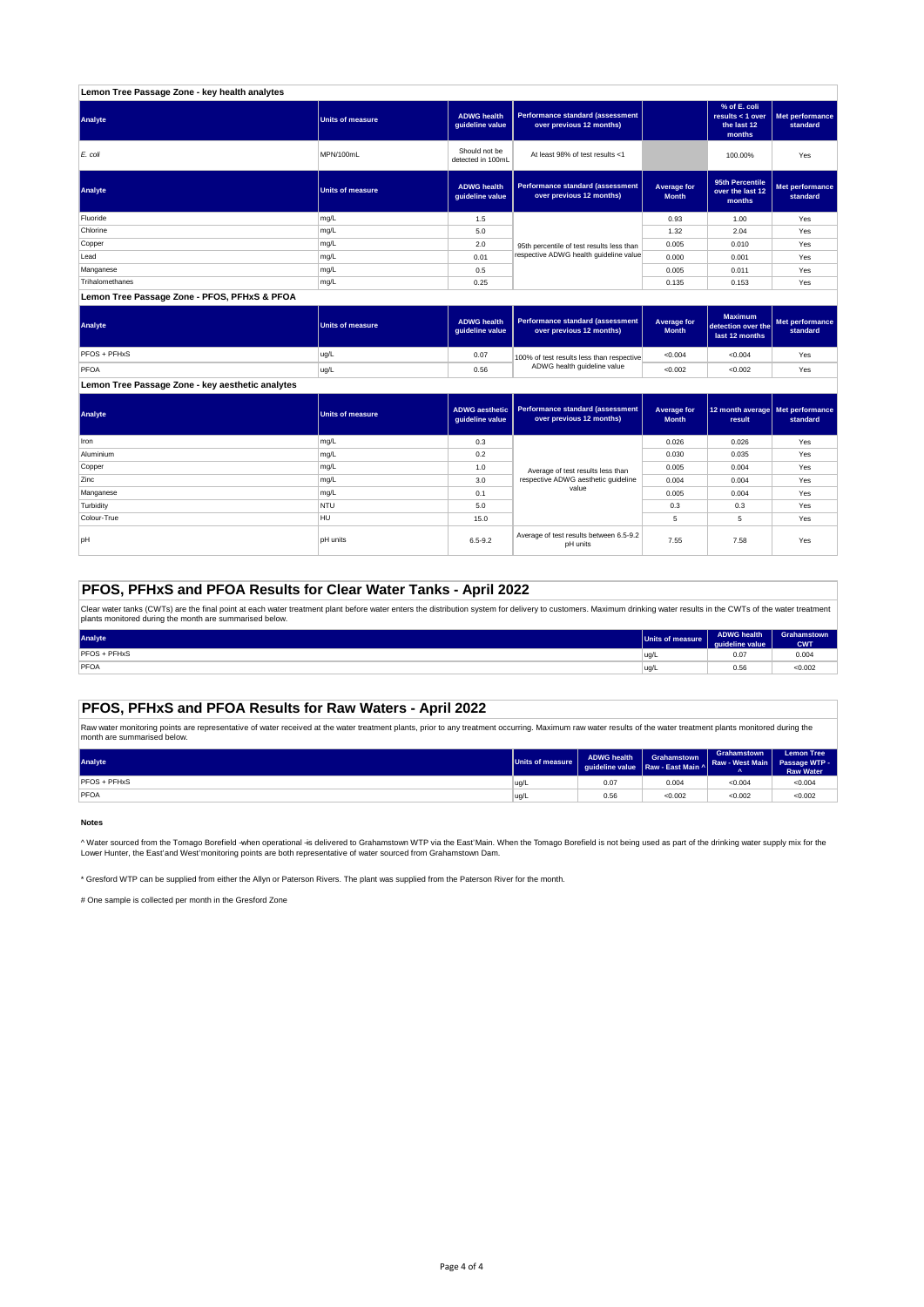### Lemon Tree Passage Zone - key health analytes

| Analyte | Units of measure | ADWG health guideline value | Performance standard (assessment over previous 12 months) | | % of E. coli results < 1 over the last 12 months | Met performance standard |
|---|---|---|---|---|---|---|
| *E. coli* | MPN/100mL | Should not be detected in 100mL | At least 98% of test results <1 | | 100.00% | Yes |

| Analyte | Units of measure | ADWG health guideline value | Performance standard (assessment over previous 12 months) | Average for Month | 95th Percentile over the last 12 months | Met performance standard |
|---|---|---|---|---|---|---|
| Fluoride | mg/L | 1.5 | 95th percentile of test results less than respective ADWG health guideline value | 0.93 | 1.00 | Yes |
| Chlorine | mg/L | 5.0 | | 1.32 | 2.04 | Yes |
| Copper | mg/L | 2.0 | | 0.005 | 0.010 | Yes |
| Lead | mg/L | 0.01 | | 0.000 | 0.001 | Yes |
| Manganese | mg/L | 0.5 | | 0.005 | 0.011 | Yes |
| Trihalomethanes | mg/L | 0.25 | | 0.135 | 0.153 | Yes |

### Lemon Tree Passage Zone - PFOS, PFHxS & PFOA

| Analyte | Units of measure | ADWG health guideline value | Performance standard (assessment over previous 12 months) | Average for Month | Maximum detection over the last 12 months | Met performance standard |
|---|---|---|---|---|---|---|
| PFOS + PFHxS | ug/L | 0.07 | 100% of test results less than respective ADWG health guideline value | <0.004 | <0.004 | Yes |
| PFOA | ug/L | 0.56 | | <0.002 | <0.002 | Yes |

### Lemon Tree Passage Zone - key aesthetic analytes

| Analyte | Units of measure | ADWG aesthetic guideline value | Performance standard (assessment over previous 12 months) | Average for Month | 12 month average result | Met performance standard |
|---|---|---|---|---|---|---|
| Iron | mg/L | 0.3 | Average of test results less than respective ADWG aesthetic guideline value | 0.026 | 0.026 | Yes |
| Aluminium | mg/L | 0.2 | | 0.030 | 0.035 | Yes |
| Copper | mg/L | 1.0 | | 0.005 | 0.004 | Yes |
| Zinc | mg/L | 3.0 | | 0.004 | 0.004 | Yes |
| Manganese | mg/L | 0.1 | | 0.005 | 0.004 | Yes |
| Turbidity | NTU | 5.0 | | 0.3 | 0.3 | Yes |
| Colour-True | HU | 15.0 | | 5 | 5 | Yes |
| pH | pH units | 6.5-9.2 | Average of test results between 6.5-9.2 pH units | 7.55 | 7.58 | Yes |

## PFOS, PFHxS and PFOA Results for Clear Water Tanks - April 2022

Clear water tanks (CWTs) are the final point at each water treatment plant before water enters the distribution system for delivery to customers. Maximum drinking water results in the CWTs of the water treatment plants monitored during the month are summarised below.

| Analyte | Units of measure | ADWG health guideline value | Grahamstown CWT |
|---|---|---|---|
| PFOS + PFHxS | ug/L | 0.07 | 0.004 |
| PFOA | ug/L | 0.56 | <0.002 |

## PFOS, PFHxS and PFOA Results for Raw Waters - April 2022

Raw water monitoring points are representative of water received at the water treatment plants, prior to any treatment occurring. Maximum raw water results of the water treatment plants monitored during the month are summarised below.

| Analyte | Units of measure | ADWG health guideline value | Grahamstown Raw - East Main ^ | Grahamstown Raw - West Main ^ | Lemon Tree Passage WTP - Raw Water |
|---|---|---|---|---|---|
| PFOS + PFHxS | ug/L | 0.07 | 0.004 | <0.004 | <0.004 |
| PFOA | ug/L | 0.56 | <0.002 | <0.002 | <0.002 |

**Notes**

^ Water sourced from the Tomago Borefield -when operational -is delivered to Grahamstown WTP via the East'Main. When the Tomago Borefield is not being used as part of the drinking water supply mix for the Lower Hunter, the East'and West'monitoring points are both representative of water sourced from Grahamstown Dam.

* Gresford WTP can be supplied from either the Allyn or Paterson Rivers. The plant was supplied from the Paterson River for the month.

# One sample is collected per month in the Gresford Zone